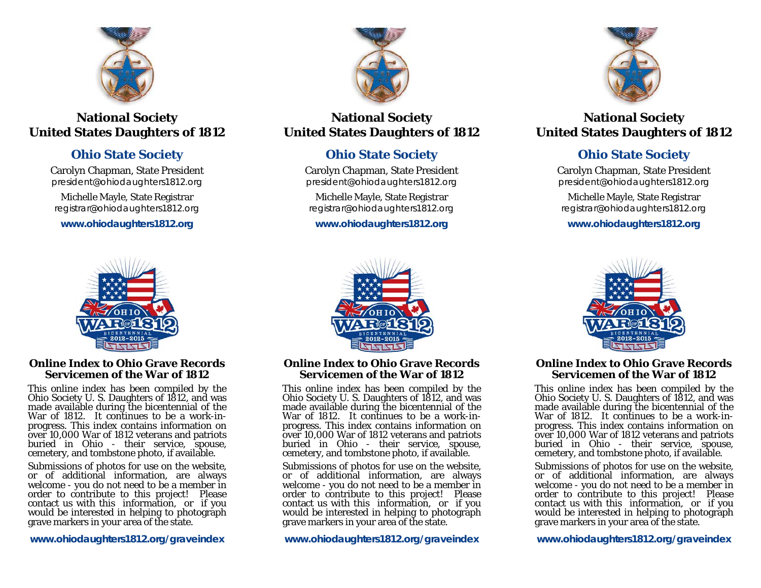## National Society United States Daughters of 1812

### Ohio State Society

Carolyn Chapman, State President
president@ohiodaughters1812.org

Michelle Mayle, State Registrar
registrar@ohiodaughters1812.org

**www.ohiodaughters1812.org**

## National Society United States Daughters of 1812

### Ohio State Society

Carolyn Chapman, State President
president@ohiodaughters1812.org

Michelle Mayle, State Registrar
registrar@ohiodaughters1812.org

**www.ohiodaughters1812.org**

## National Society United States Daughters of 1812

### Ohio State Society

Carolyn Chapman, State President
president@ohiodaughters1812.org

Michelle Mayle, State Registrar
registrar@ohiodaughters1812.org

**www.ohiodaughters1812.org**

### Online Index to Ohio Grave Records Servicemen of the War of 1812

This online index has been compiled by the Ohio Society U. S. Daughters of 1812, and was made available during the bicentennial of the War of 1812. It continues to be a work-in-progress. This index contains information on over 10,000 War of 1812 veterans and patriots buried in Ohio - their service, spouse, cemetery, and tombstone photo, if available.

Submissions of photos for use on the website, or of additional information, are always welcome - you do not need to be a member in order to contribute to this project! Please contact us with this information, or if you would be interested in helping to photograph grave markers in your area of the state.

**www.ohiodaughters1812.org/graveindex**

### Online Index to Ohio Grave Records Servicemen of the War of 1812

This online index has been compiled by the Ohio Society U. S. Daughters of 1812, and was made available during the bicentennial of the War of 1812. It continues to be a work-in-progress. This index contains information on over 10,000 War of 1812 veterans and patriots buried in Ohio - their service, spouse, cemetery, and tombstone photo, if available.

Submissions of photos for use on the website, or of additional information, are always welcome - you do not need to be a member in order to contribute to this project! Please contact us with this information, or if you would be interested in helping to photograph grave markers in your area of the state.

**www.ohiodaughters1812.org/graveindex**

### Online Index to Ohio Grave Records Servicemen of the War of 1812

This online index has been compiled by the Ohio Society U. S. Daughters of 1812, and was made available during the bicentennial of the War of 1812. It continues to be a work-in-progress. This index contains information on over 10,000 War of 1812 veterans and patriots buried in Ohio - their service, spouse, cemetery, and tombstone photo, if available.

Submissions of photos for use on the website, or of additional information, are always welcome - you do not need to be a member in order to contribute to this project! Please contact us with this information, or if you would be interested in helping to photograph grave markers in your area of the state.

**www.ohiodaughters1812.org/graveindex**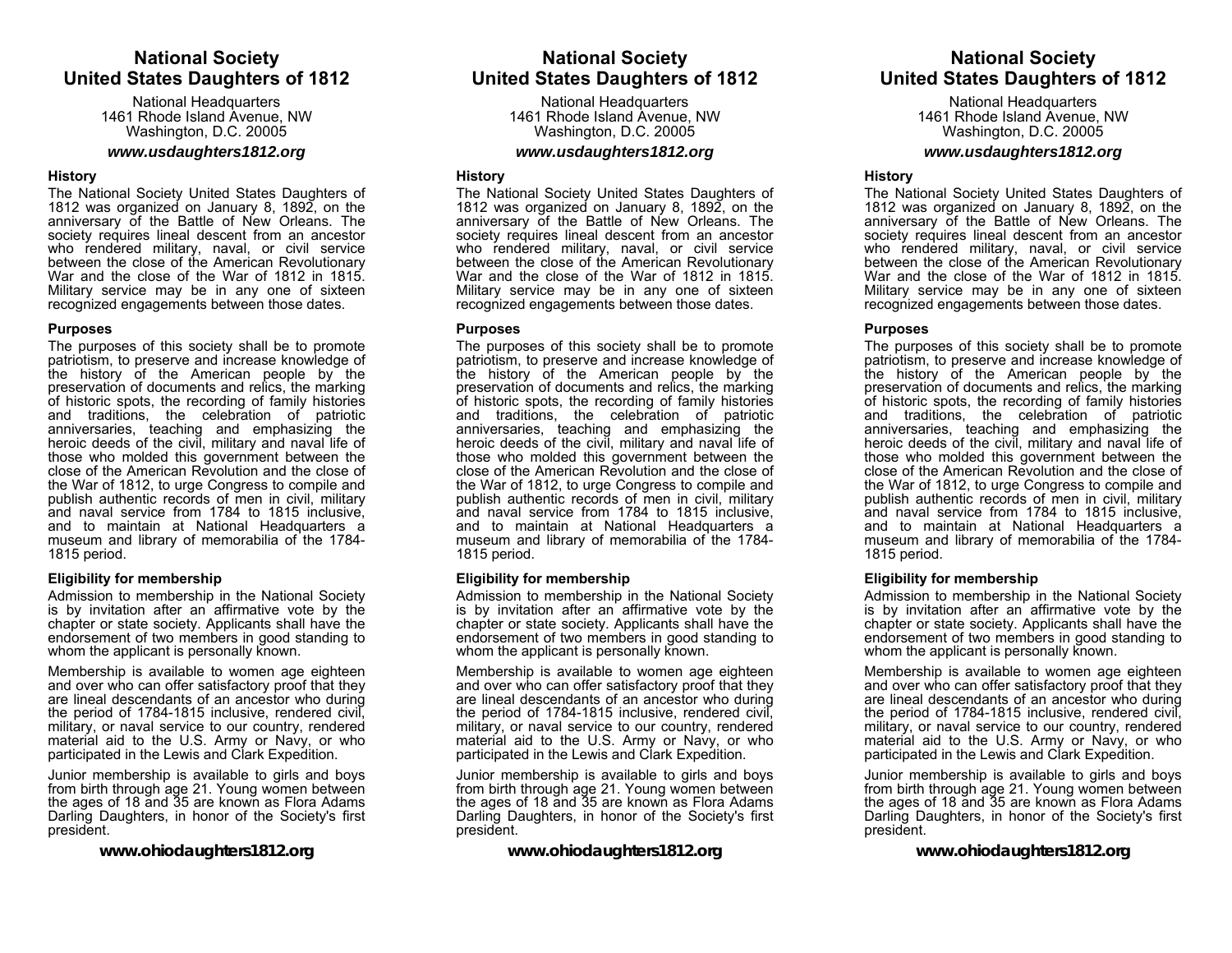# National Society United States Daughters of 1812

National Headquarters
1461 Rhode Island Avenue, NW
Washington, D.C. 20005

***www.usdaughters1812.org***

### History

The National Society United States Daughters of 1812 was organized on January 8, 1892, on the anniversary of the Battle of New Orleans. The society requires lineal descent from an ancestor who rendered military, naval, or civil service between the close of the American Revolutionary War and the close of the War of 1812 in 1815. Military service may be in any one of sixteen recognized engagements between those dates.

### Purposes

The purposes of this society shall be to promote patriotism, to preserve and increase knowledge of the history of the American people by the preservation of documents and relics, the marking of historic spots, the recording of family histories and traditions, the celebration of patriotic anniversaries, teaching and emphasizing the heroic deeds of the civil, military and naval life of those who molded this government between the close of the American Revolution and the close of the War of 1812, to urge Congress to compile and publish authentic records of men in civil, military and naval service from 1784 to 1815 inclusive, and to maintain at National Headquarters a museum and library of memorabilia of the 1784-1815 period.

### Eligibility for membership

Admission to membership in the National Society is by invitation after an affirmative vote by the chapter or state society. Applicants shall have the endorsement of two members in good standing to whom the applicant is personally known.

Membership is available to women age eighteen and over who can offer satisfactory proof that they are lineal descendants of an ancestor who during the period of 1784-1815 inclusive, rendered civil, military, or naval service to our country, rendered material aid to the U.S. Army or Navy, or who participated in the Lewis and Clark Expedition.

Junior membership is available to girls and boys from birth through age 21. Young women between the ages of 18 and 35 are known as Flora Adams Darling Daughters, in honor of the Society's first president.

**www.ohiodaughters1812.org**

# National Society United States Daughters of 1812

National Headquarters
1461 Rhode Island Avenue, NW
Washington, D.C. 20005

***www.usdaughters1812.org***

### History

The National Society United States Daughters of 1812 was organized on January 8, 1892, on the anniversary of the Battle of New Orleans. The society requires lineal descent from an ancestor who rendered military, naval, or civil service between the close of the American Revolutionary War and the close of the War of 1812 in 1815. Military service may be in any one of sixteen recognized engagements between those dates.

### Purposes

The purposes of this society shall be to promote patriotism, to preserve and increase knowledge of the history of the American people by the preservation of documents and relics, the marking of historic spots, the recording of family histories and traditions, the celebration of patriotic anniversaries, teaching and emphasizing the heroic deeds of the civil, military and naval life of those who molded this government between the close of the American Revolution and the close of the War of 1812, to urge Congress to compile and publish authentic records of men in civil, military and naval service from 1784 to 1815 inclusive, and to maintain at National Headquarters a museum and library of memorabilia of the 1784-1815 period.

### Eligibility for membership

Admission to membership in the National Society is by invitation after an affirmative vote by the chapter or state society. Applicants shall have the endorsement of two members in good standing to whom the applicant is personally known.

Membership is available to women age eighteen and over who can offer satisfactory proof that they are lineal descendants of an ancestor who during the period of 1784-1815 inclusive, rendered civil, military, or naval service to our country, rendered material aid to the U.S. Army or Navy, or who participated in the Lewis and Clark Expedition.

Junior membership is available to girls and boys from birth through age 21. Young women between the ages of 18 and 35 are known as Flora Adams Darling Daughters, in honor of the Society's first president.

**www.ohiodaughters1812.org**

# National Society United States Daughters of 1812

National Headquarters
1461 Rhode Island Avenue, NW
Washington, D.C. 20005

***www.usdaughters1812.org***

### History

The National Society United States Daughters of 1812 was organized on January 8, 1892, on the anniversary of the Battle of New Orleans. The society requires lineal descent from an ancestor who rendered military, naval, or civil service between the close of the American Revolutionary War and the close of the War of 1812 in 1815. Military service may be in any one of sixteen recognized engagements between those dates.

### Purposes

The purposes of this society shall be to promote patriotism, to preserve and increase knowledge of the history of the American people by the preservation of documents and relics, the marking of historic spots, the recording of family histories and traditions, the celebration of patriotic anniversaries, teaching and emphasizing the heroic deeds of the civil, military and naval life of those who molded this government between the close of the American Revolution and the close of the War of 1812, to urge Congress to compile and publish authentic records of men in civil, military and naval service from 1784 to 1815 inclusive, and to maintain at National Headquarters a museum and library of memorabilia of the 1784-1815 period.

### Eligibility for membership

Admission to membership in the National Society is by invitation after an affirmative vote by the chapter or state society. Applicants shall have the endorsement of two members in good standing to whom the applicant is personally known.

Membership is available to women age eighteen and over who can offer satisfactory proof that they are lineal descendants of an ancestor who during the period of 1784-1815 inclusive, rendered civil, military, or naval service to our country, rendered material aid to the U.S. Army or Navy, or who participated in the Lewis and Clark Expedition.

Junior membership is available to girls and boys from birth through age 21. Young women between the ages of 18 and 35 are known as Flora Adams Darling Daughters, in honor of the Society's first president.

**www.ohiodaughters1812.org**